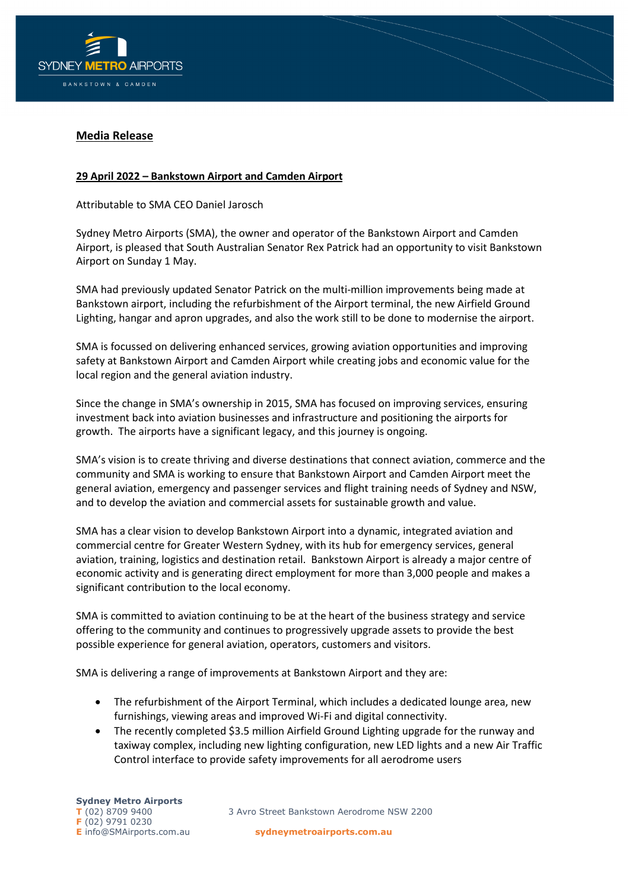**Media Release**

**29 April 2022 – Bankstown Airport and Camden Airport**

Attributable to SMA CEO Daniel Jarosch

Sydney Metro Airports (SMA), the owner and operator of the Bankstown Airport and Camden Airport, is pleased that South Australian Senator Rex Patrick had an opportunity to visit Bankstown Airport on Sunday 1 May.

SMA had previously updated Senator Patrick on the multi-million improvements being made at Bankstown airport, including the refurbishment of the Airport terminal, the new Airfield Ground Lighting, hangar and apron upgrades, and also the work still to be done to modernise the airport.

SMA is focussed on delivering enhanced services, growing aviation opportunities and improving safety at Bankstown Airport and Camden Airport while creating jobs and economic value for the local region and the general aviation industry.

Since the change in SMA's ownership in 2015, SMA has focused on improving services, ensuring investment back into aviation businesses and infrastructure and positioning the airports for growth. The airports have a significant legacy, and this journey is ongoing.

SMA's vision is to create thriving and diverse destinations that connect aviation, commerce and the community and SMA is working to ensure that Bankstown Airport and Camden Airport meet the general aviation, emergency and passenger services and flight training needs of Sydney and NSW, and to develop the aviation and commercial assets for sustainable growth and value.

SMA has a clear vision to develop Bankstown Airport into a dynamic, integrated aviation and commercial centre for Greater Western Sydney, with its hub for emergency services, general aviation, training, logistics and destination retail. Bankstown Airport is already a major centre of economic activity and is generating direct employment for more than 3,000 people and makes a significant contribution to the local economy.

SMA is committed to aviation continuing to be at the heart of the business strategy and service offering to the community and continues to progressively upgrade assets to provide the best possible experience for general aviation, operators, customers and visitors.

SMA is delivering a range of improvements at Bankstown Airport and they are:

- The refurbishment of the Airport Terminal, which includes a dedicated lounge area, new furnishings, viewing areas and improved Wi-Fi and digital connectivity.
- The recently completed $3.5 million Airfield Ground Lighting upgrade for the runway and taxiway complex, including new lighting configuration, new LED lights and a new Air Traffic Control interface to provide safety improvements for all aerodrome users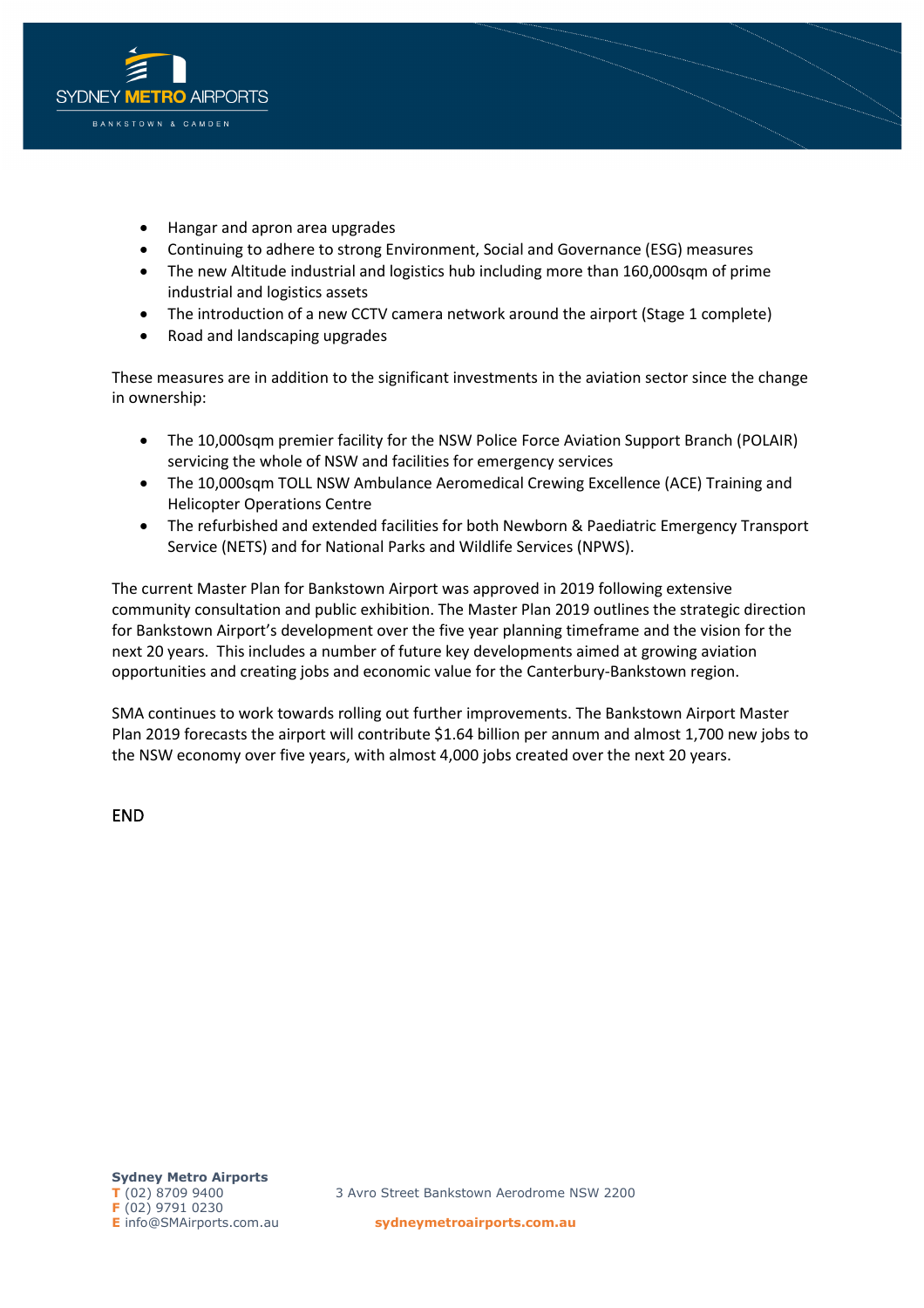- Hangar and apron area upgrades
- Continuing to adhere to strong Environment, Social and Governance (ESG) measures
- The new Altitude industrial and logistics hub including more than 160,000sqm of prime industrial and logistics assets
- The introduction of a new CCTV camera network around the airport (Stage 1 complete)
- Road and landscaping upgrades

These measures are in addition to the significant investments in the aviation sector since the change in ownership:

- The 10,000sqm premier facility for the NSW Police Force Aviation Support Branch (POLAIR) servicing the whole of NSW and facilities for emergency services
- The 10,000sqm TOLL NSW Ambulance Aeromedical Crewing Excellence (ACE) Training and Helicopter Operations Centre
- The refurbished and extended facilities for both Newborn & Paediatric Emergency Transport Service (NETS) and for National Parks and Wildlife Services (NPWS).

The current Master Plan for Bankstown Airport was approved in 2019 following extensive community consultation and public exhibition. The Master Plan 2019 outlines the strategic direction for Bankstown Airport's development over the five year planning timeframe and the vision for the next 20 years. This includes a number of future key developments aimed at growing aviation opportunities and creating jobs and economic value for the Canterbury-Bankstown region.

SMA continues to work towards rolling out further improvements. The Bankstown Airport Master Plan 2019 forecasts the airport will contribute $1.64 billion per annum and almost 1,700 new jobs to the NSW economy over five years, with almost 4,000 jobs created over the next 20 years.

END